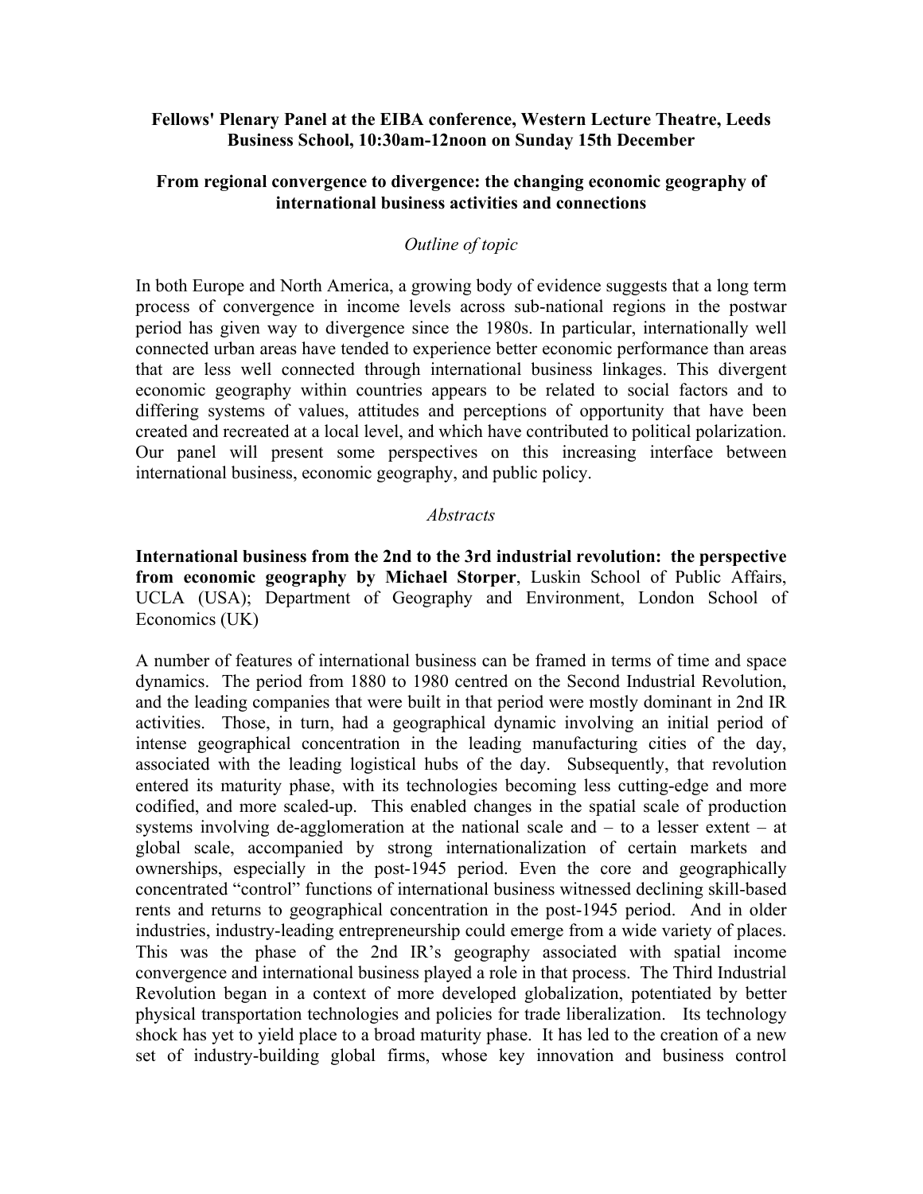**Fellows' Plenary Panel at the EIBA conference, Western Lecture Theatre, Leeds Business School, 10:30am-12noon on Sunday 15th December**

**From regional convergence to divergence: the changing economic geography of international business activities and connections**

*Outline of topic*

In both Europe and North America, a growing body of evidence suggests that a long term process of convergence in income levels across sub-national regions in the postwar period has given way to divergence since the 1980s. In particular, internationally well connected urban areas have tended to experience better economic performance than areas that are less well connected through international business linkages. This divergent economic geography within countries appears to be related to social factors and to differing systems of values, attitudes and perceptions of opportunity that have been created and recreated at a local level, and which have contributed to political polarization. Our panel will present some perspectives on this increasing interface between international business, economic geography, and public policy.

*Abstracts*

**International business from the 2nd to the 3rd industrial revolution: the perspective from economic geography by Michael Storper**, Luskin School of Public Affairs, UCLA (USA); Department of Geography and Environment, London School of Economics (UK)

A number of features of international business can be framed in terms of time and space dynamics. The period from 1880 to 1980 centred on the Second Industrial Revolution, and the leading companies that were built in that period were mostly dominant in 2nd IR activities. Those, in turn, had a geographical dynamic involving an initial period of intense geographical concentration in the leading manufacturing cities of the day, associated with the leading logistical hubs of the day. Subsequently, that revolution entered its maturity phase, with its technologies becoming less cutting-edge and more codified, and more scaled-up. This enabled changes in the spatial scale of production systems involving de-agglomeration at the national scale and – to a lesser extent – at global scale, accompanied by strong internationalization of certain markets and ownerships, especially in the post-1945 period. Even the core and geographically concentrated "control" functions of international business witnessed declining skill-based rents and returns to geographical concentration in the post-1945 period. And in older industries, industry-leading entrepreneurship could emerge from a wide variety of places. This was the phase of the 2nd IR's geography associated with spatial income convergence and international business played a role in that process. The Third Industrial Revolution began in a context of more developed globalization, potentiated by better physical transportation technologies and policies for trade liberalization. Its technology shock has yet to yield place to a broad maturity phase. It has led to the creation of a new set of industry-building global firms, whose key innovation and business control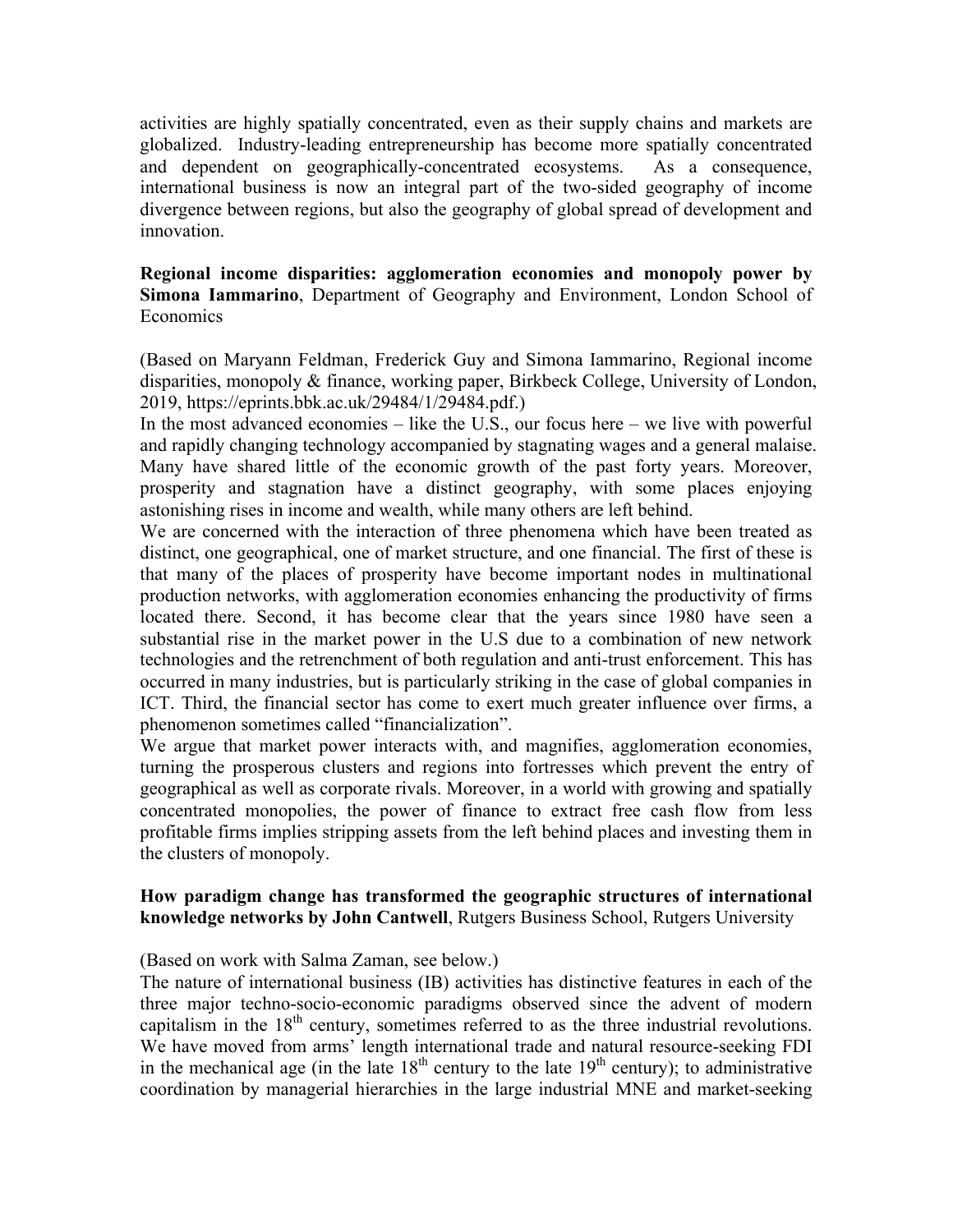activities are highly spatially concentrated, even as their supply chains and markets are globalized. Industry-leading entrepreneurship has become more spatially concentrated and dependent on geographically-concentrated ecosystems. As a consequence, international business is now an integral part of the two-sided geography of income divergence between regions, but also the geography of global spread of development and innovation.

**Regional income disparities: agglomeration economies and monopoly power by Simona Iammarino**, Department of Geography and Environment, London School of Economics

(Based on Maryann Feldman, Frederick Guy and Simona Iammarino, Regional income disparities, monopoly & finance, working paper, Birkbeck College, University of London, 2019, https://eprints.bbk.ac.uk/29484/1/29484.pdf.)

In the most advanced economies – like the U.S., our focus here – we live with powerful and rapidly changing technology accompanied by stagnating wages and a general malaise. Many have shared little of the economic growth of the past forty years. Moreover, prosperity and stagnation have a distinct geography, with some places enjoying astonishing rises in income and wealth, while many others are left behind.

We are concerned with the interaction of three phenomena which have been treated as distinct, one geographical, one of market structure, and one financial. The first of these is that many of the places of prosperity have become important nodes in multinational production networks, with agglomeration economies enhancing the productivity of firms located there. Second, it has become clear that the years since 1980 have seen a substantial rise in the market power in the U.S due to a combination of new network technologies and the retrenchment of both regulation and anti-trust enforcement. This has occurred in many industries, but is particularly striking in the case of global companies in ICT. Third, the financial sector has come to exert much greater influence over firms, a phenomenon sometimes called "financialization".

We argue that market power interacts with, and magnifies, agglomeration economies, turning the prosperous clusters and regions into fortresses which prevent the entry of geographical as well as corporate rivals. Moreover, in a world with growing and spatially concentrated monopolies, the power of finance to extract free cash flow from less profitable firms implies stripping assets from the left behind places and investing them in the clusters of monopoly.

**How paradigm change has transformed the geographic structures of international knowledge networks by John Cantwell**, Rutgers Business School, Rutgers University

(Based on work with Salma Zaman, see below.)

The nature of international business (IB) activities has distinctive features in each of the three major techno-socio-economic paradigms observed since the advent of modern capitalism in the 18th century, sometimes referred to as the three industrial revolutions. We have moved from arms' length international trade and natural resource-seeking FDI in the mechanical age (in the late 18th century to the late 19th century); to administrative coordination by managerial hierarchies in the large industrial MNE and market-seeking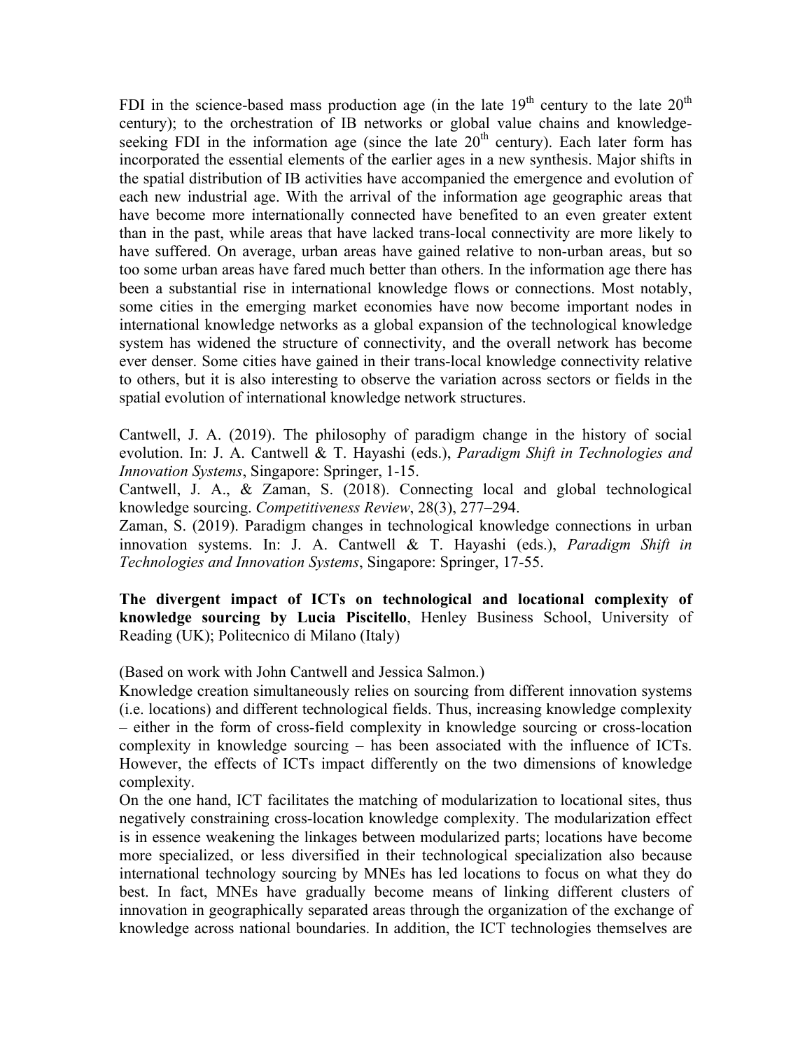FDI in the science-based mass production age (in the late 19th century to the late 20th century); to the orchestration of IB networks or global value chains and knowledge-seeking FDI in the information age (since the late 20th century). Each later form has incorporated the essential elements of the earlier ages in a new synthesis. Major shifts in the spatial distribution of IB activities have accompanied the emergence and evolution of each new industrial age. With the arrival of the information age geographic areas that have become more internationally connected have benefited to an even greater extent than in the past, while areas that have lacked trans-local connectivity are more likely to have suffered. On average, urban areas have gained relative to non-urban areas, but so too some urban areas have fared much better than others. In the information age there has been a substantial rise in international knowledge flows or connections. Most notably, some cities in the emerging market economies have now become important nodes in international knowledge networks as a global expansion of the technological knowledge system has widened the structure of connectivity, and the overall network has become ever denser. Some cities have gained in their trans-local knowledge connectivity relative to others, but it is also interesting to observe the variation across sectors or fields in the spatial evolution of international knowledge network structures.

Cantwell, J. A. (2019). The philosophy of paradigm change in the history of social evolution. In: J. A. Cantwell & T. Hayashi (eds.), *Paradigm Shift in Technologies and Innovation Systems*, Singapore: Springer, 1-15.

Cantwell, J. A., & Zaman, S. (2018). Connecting local and global technological knowledge sourcing. *Competitiveness Review*, 28(3), 277–294.

Zaman, S. (2019). Paradigm changes in technological knowledge connections in urban innovation systems. In: J. A. Cantwell & T. Hayashi (eds.), *Paradigm Shift in Technologies and Innovation Systems*, Singapore: Springer, 17-55.

**The divergent impact of ICTs on technological and locational complexity of knowledge sourcing by Lucia Piscitello**, Henley Business School, University of Reading (UK); Politecnico di Milano (Italy)

(Based on work with John Cantwell and Jessica Salmon.)

Knowledge creation simultaneously relies on sourcing from different innovation systems (i.e. locations) and different technological fields. Thus, increasing knowledge complexity – either in the form of cross-field complexity in knowledge sourcing or cross-location complexity in knowledge sourcing – has been associated with the influence of ICTs. However, the effects of ICTs impact differently on the two dimensions of knowledge complexity.

On the one hand, ICT facilitates the matching of modularization to locational sites, thus negatively constraining cross-location knowledge complexity. The modularization effect is in essence weakening the linkages between modularized parts; locations have become more specialized, or less diversified in their technological specialization also because international technology sourcing by MNEs has led locations to focus on what they do best. In fact, MNEs have gradually become means of linking different clusters of innovation in geographically separated areas through the organization of the exchange of knowledge across national boundaries. In addition, the ICT technologies themselves are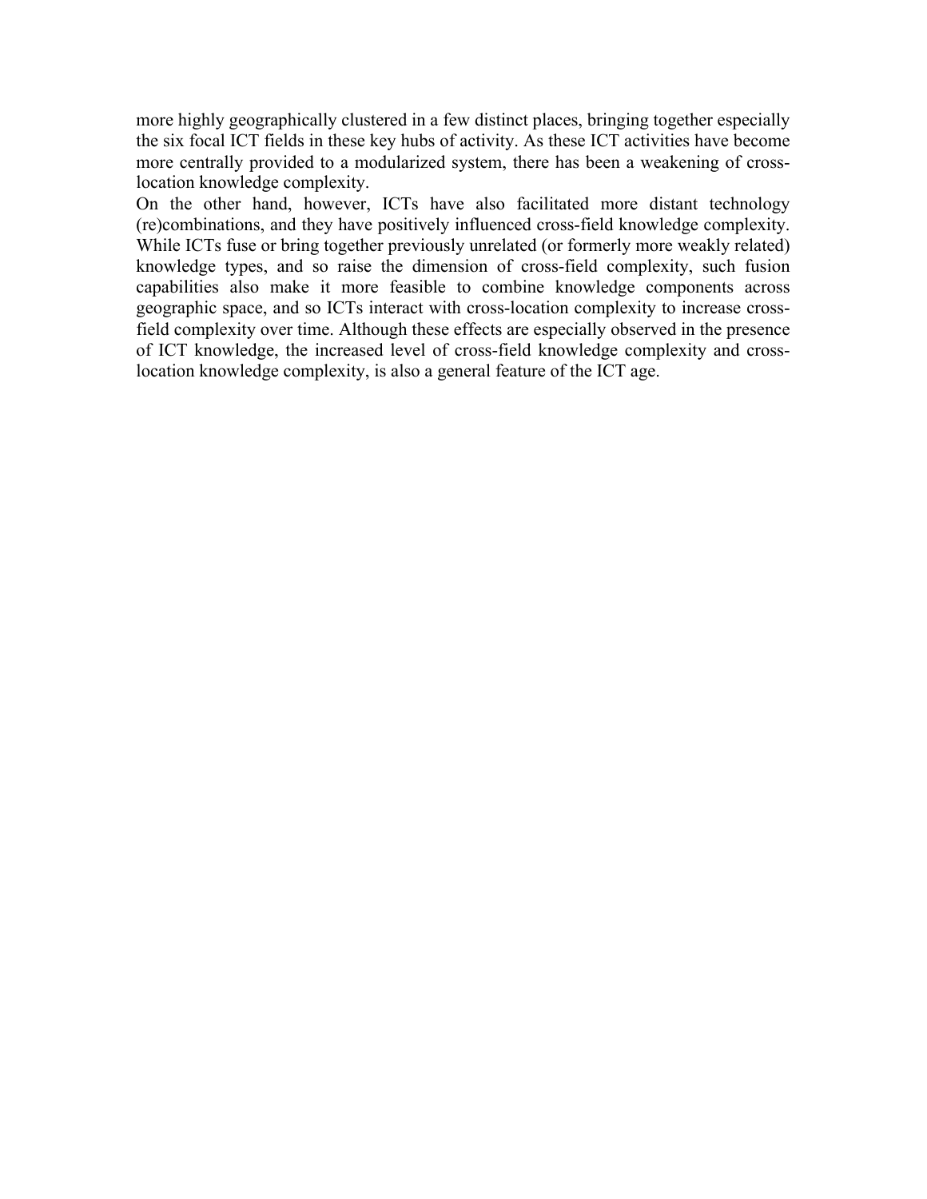more highly geographically clustered in a few distinct places, bringing together especially the six focal ICT fields in these key hubs of activity. As these ICT activities have become more centrally provided to a modularized system, there has been a weakening of cross-location knowledge complexity.

On the other hand, however, ICTs have also facilitated more distant technology (re)combinations, and they have positively influenced cross-field knowledge complexity. While ICTs fuse or bring together previously unrelated (or formerly more weakly related) knowledge types, and so raise the dimension of cross-field complexity, such fusion capabilities also make it more feasible to combine knowledge components across geographic space, and so ICTs interact with cross-location complexity to increase cross-field complexity over time. Although these effects are especially observed in the presence of ICT knowledge, the increased level of cross-field knowledge complexity and cross-location knowledge complexity, is also a general feature of the ICT age.